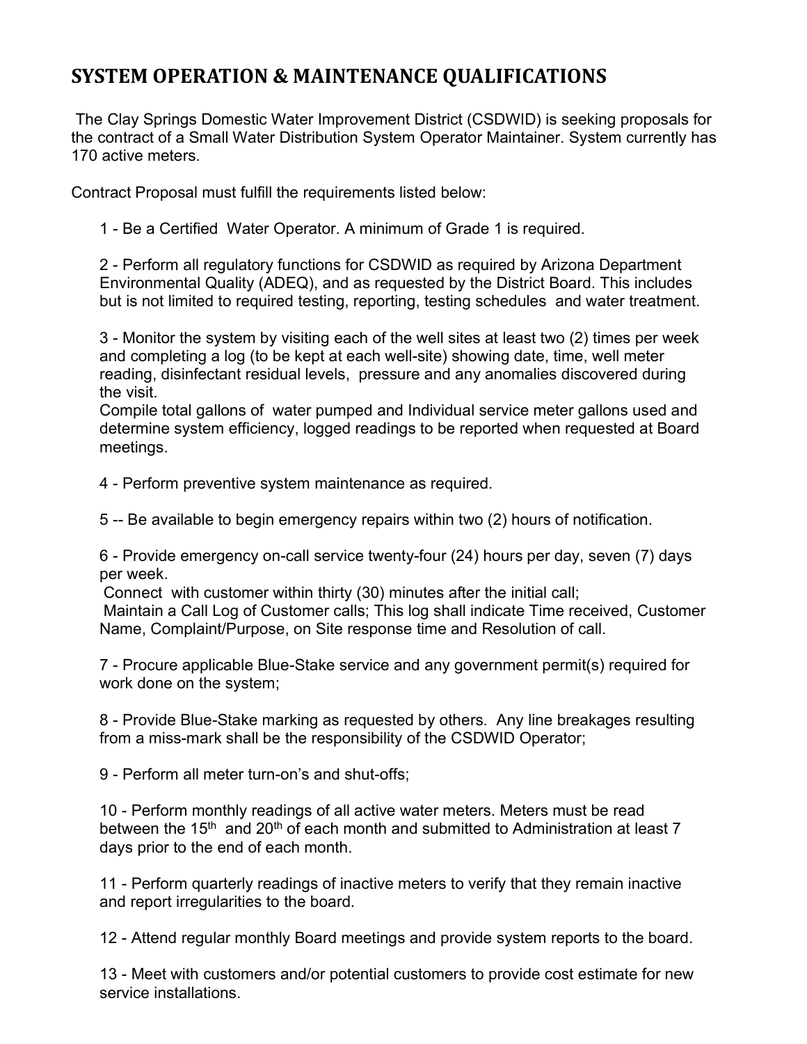# SYSTEM OPERATION & MAINTENANCE QUALIFICATIONS

The Clay Springs Domestic Water Improvement District (CSDWID) is seeking proposals for the contract of a Small Water Distribution System Operator Maintainer. System currently has 170 active meters.

Contract Proposal must fulfill the requirements listed below:

1 - Be a Certified Water Operator. A minimum of Grade 1 is required.

2 - Perform all regulatory functions for CSDWID as required by Arizona Department Environmental Quality (ADEQ), and as requested by the District Board. This includes but is not limited to required testing, reporting, testing schedules and water treatment.

3 - Monitor the system by visiting each of the well sites at least two (2) times per week and completing a log (to be kept at each well-site) showing date, time, well meter reading, disinfectant residual levels, pressure and any anomalies discovered during the visit.
Compile total gallons of water pumped and Individual service meter gallons used and determine system efficiency, logged readings to be reported when requested at Board meetings.

4 - Perform preventive system maintenance as required.

5 -- Be available to begin emergency repairs within two (2) hours of notification.

6 - Provide emergency on-call service twenty-four (24) hours per day, seven (7) days per week.
Connect with customer within thirty (30) minutes after the initial call;
Maintain a Call Log of Customer calls; This log shall indicate Time received, Customer Name, Complaint/Purpose, on Site response time and Resolution of call.

7 - Procure applicable Blue-Stake service and any government permit(s) required for work done on the system;

8 - Provide Blue-Stake marking as requested by others. Any line breakages resulting from a miss-mark shall be the responsibility of the CSDWID Operator;

9 - Perform all meter turn-on's and shut-offs;

10 - Perform monthly readings of all active water meters. Meters must be read between the 15th and 20th of each month and submitted to Administration at least 7 days prior to the end of each month.

11 - Perform quarterly readings of inactive meters to verify that they remain inactive and report irregularities to the board.

12 - Attend regular monthly Board meetings and provide system reports to the board.

13 - Meet with customers and/or potential customers to provide cost estimate for new service installations.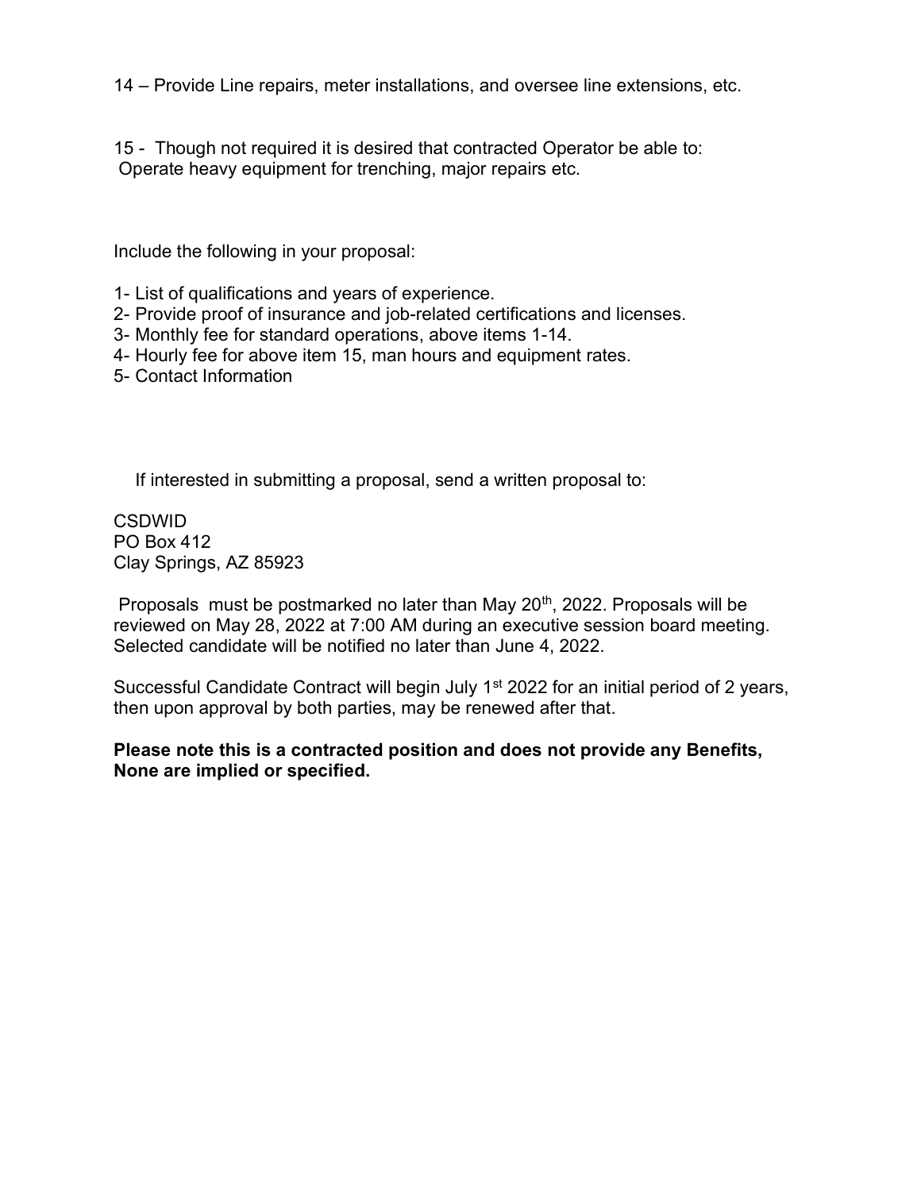14 – Provide Line repairs, meter installations, and oversee line extensions, etc.

15 - Though not required it is desired that contracted Operator be able to:
Operate heavy equipment for trenching, major repairs etc.

Include the following in your proposal:

1- List of qualifications and years of experience.
2- Provide proof of insurance and job-related certifications and licenses.
3- Monthly fee for standard operations, above items 1-14.
4- Hourly fee for above item 15, man hours and equipment rates.
5- Contact Information

If interested in submitting a proposal, send a written proposal to:

CSDWID
PO Box 412
Clay Springs, AZ 85923

Proposals must be postmarked no later than May 20th, 2022. Proposals will be reviewed on May 28, 2022 at 7:00 AM during an executive session board meeting. Selected candidate will be notified no later than June 4, 2022.

Successful Candidate Contract will begin July 1st 2022 for an initial period of 2 years, then upon approval by both parties, may be renewed after that.

**Please note this is a contracted position and does not provide any Benefits, None are implied or specified.**